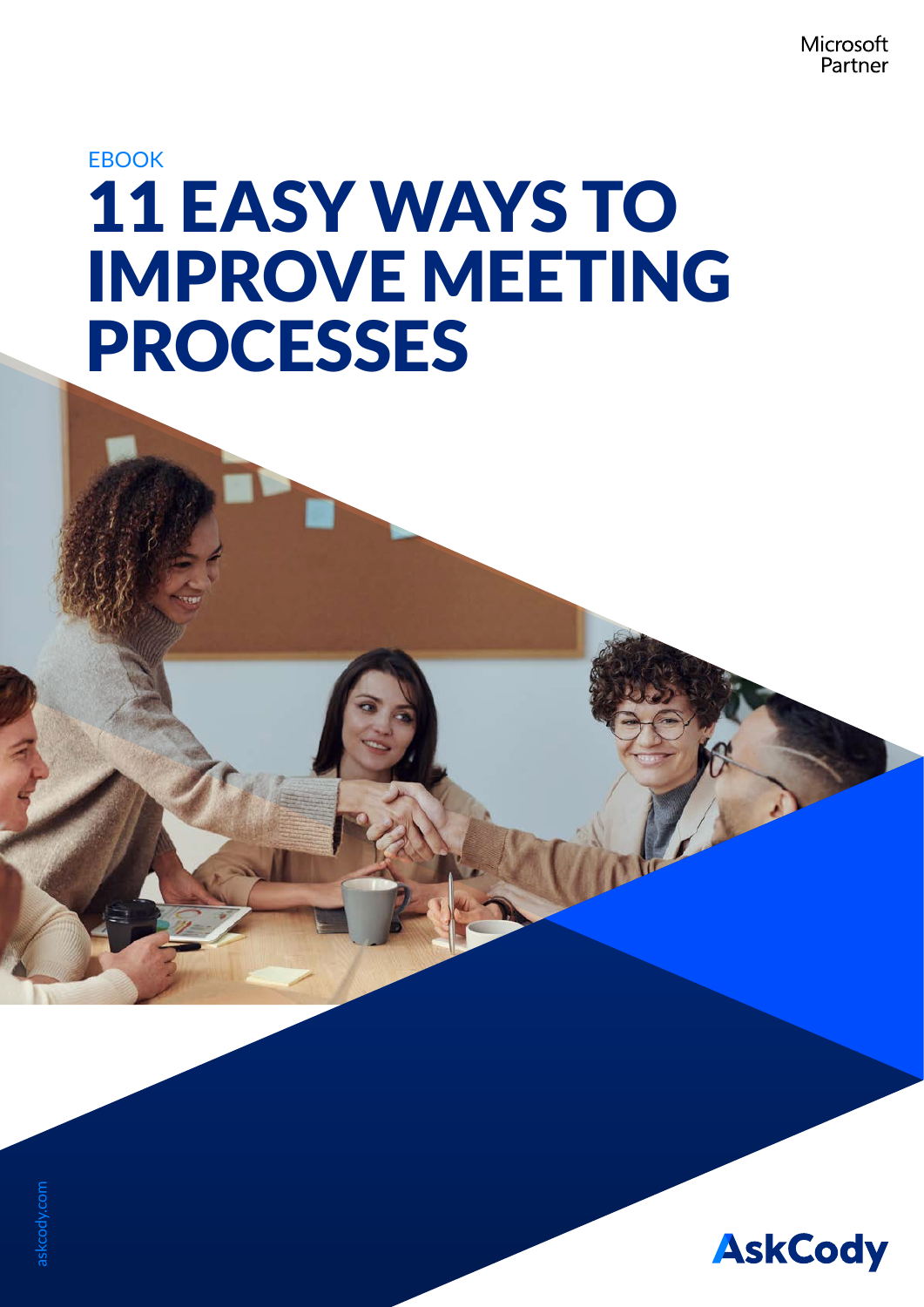Microsoft Partner

EBOOK

# 11 EASY WAYS TO IMPROVE MEETING PROCESSES

askcody.com

AskCody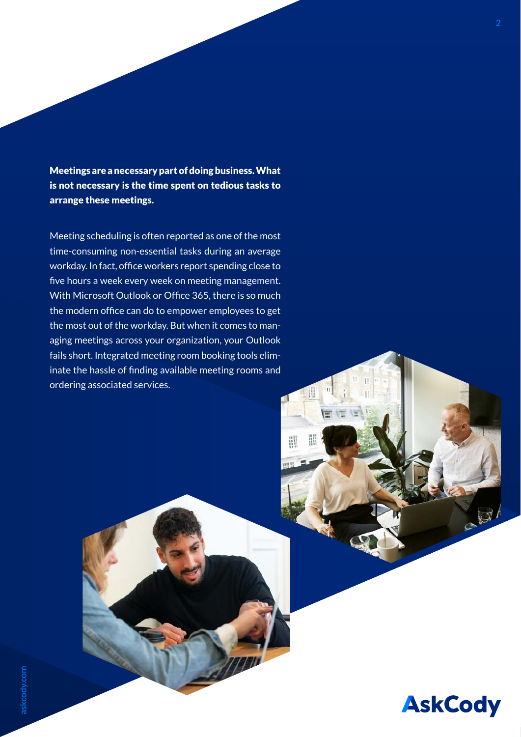**Meetings are a necessary part of doing business. What is not necessary is the time spent on tedious tasks to arrange these meetings.**

Meeting scheduling is often reported as one of the most time-consuming non-essential tasks during an average workday. In fact, office workers report spending close to five hours a week every week on meeting management. With Microsoft Outlook or Office 365, there is so much the modern office can do to empower employees to get the most out of the workday. But when it comes to managing meetings across your organization, your Outlook fails short. Integrated meeting room booking tools eliminate the hassle of finding available meeting rooms and ordering associated services.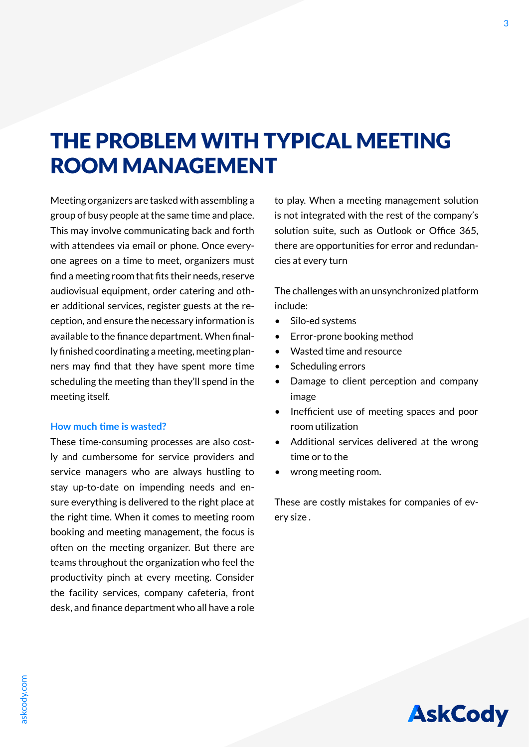# THE PROBLEM WITH TYPICAL MEETING ROOM MANAGEMENT

Meeting organizers are tasked with assembling a group of busy people at the same time and place. This may involve communicating back and forth with attendees via email or phone. Once everyone agrees on a time to meet, organizers must find a meeting room that fits their needs, reserve audiovisual equipment, order catering and other additional services, register guests at the reception, and ensure the necessary information is available to the finance department. When finally finished coordinating a meeting, meeting planners may find that they have spent more time scheduling the meeting than they'll spend in the meeting itself.

### How much time is wasted?

These time-consuming processes are also costly and cumbersome for service providers and service managers who are always hustling to stay up-to-date on impending needs and ensure everything is delivered to the right place at the right time. When it comes to meeting room booking and meeting management, the focus is often on the meeting organizer. But there are teams throughout the organization who feel the productivity pinch at every meeting. Consider the facility services, company cafeteria, front desk, and finance department who all have a role to play. When a meeting management solution is not integrated with the rest of the company's solution suite, such as Outlook or Office 365, there are opportunities for error and redundancies at every turn

The challenges with an unsynchronized platform include:

- Silo-ed systems
- Error-prone booking method
- Wasted time and resource
- Scheduling errors
- Damage to client perception and company image
- Inefficient use of meeting spaces and poor room utilization
- Additional services delivered at the wrong time or to the
- wrong meeting room.

These are costly mistakes for companies of every size .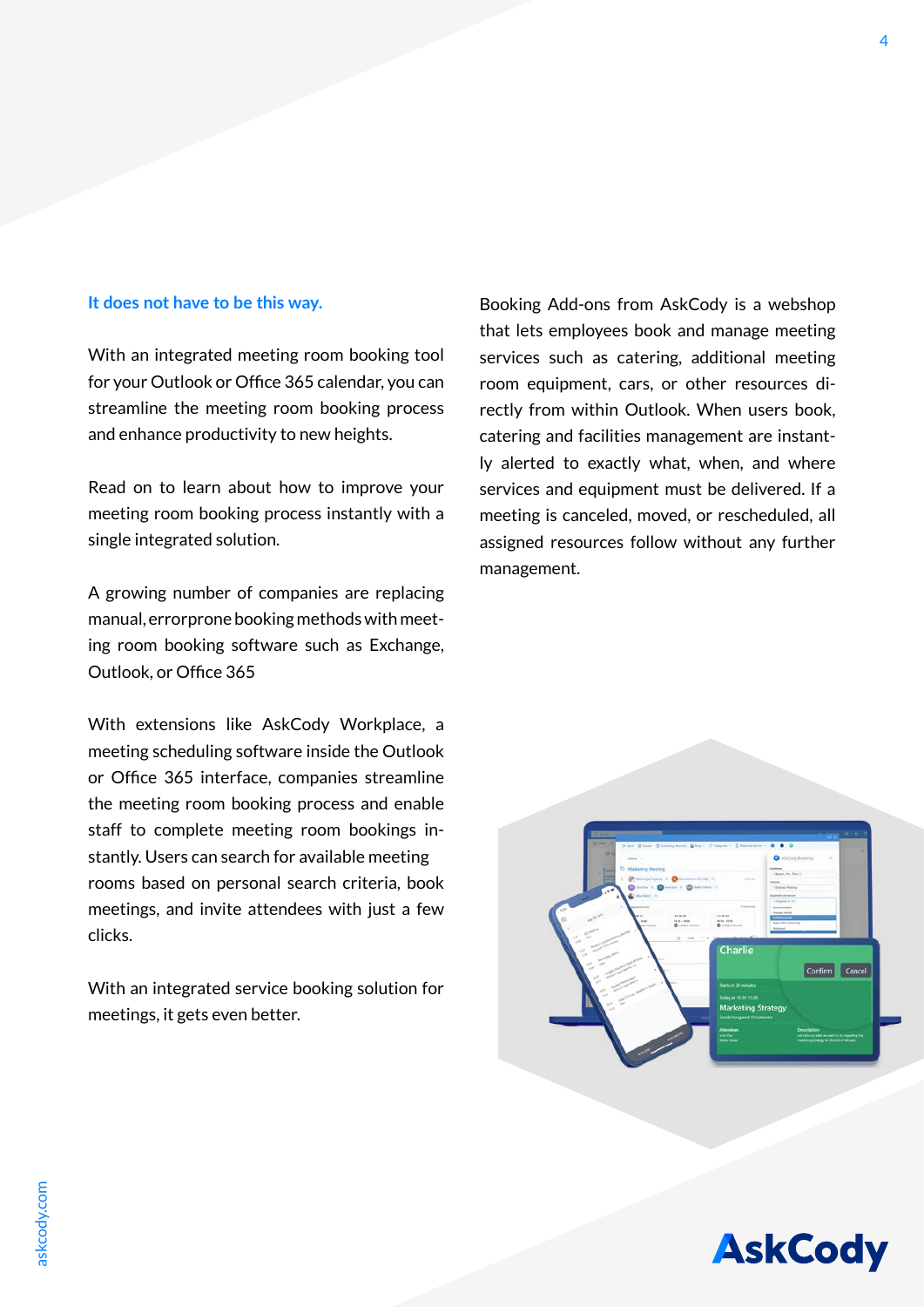**It does not have to be this way.**

With an integrated meeting room booking tool for your Outlook or Office 365 calendar, you can streamline the meeting room booking process and enhance productivity to new heights.

Read on to learn about how to improve your meeting room booking process instantly with a single integrated solution.

A growing number of companies are replacing manual, errorprone booking methods with meeting room booking software such as Exchange, Outlook, or Office 365

With extensions like AskCody Workplace, a meeting scheduling software inside the Outlook or Office 365 interface, companies streamline the meeting room booking process and enable staff to complete meeting room bookings instantly. Users can search for available meeting rooms based on personal search criteria, book meetings, and invite attendees with just a few clicks.

With an integrated service booking solution for meetings, it gets even better.

Booking Add-ons from AskCody is a webshop that lets employees book and manage meeting services such as catering, additional meeting room equipment, cars, or other resources directly from within Outlook. When users book, catering and facilities management are instantly alerted to exactly what, when, and where services and equipment must be delivered. If a meeting is canceled, moved, or rescheduled, all assigned resources follow without any further management.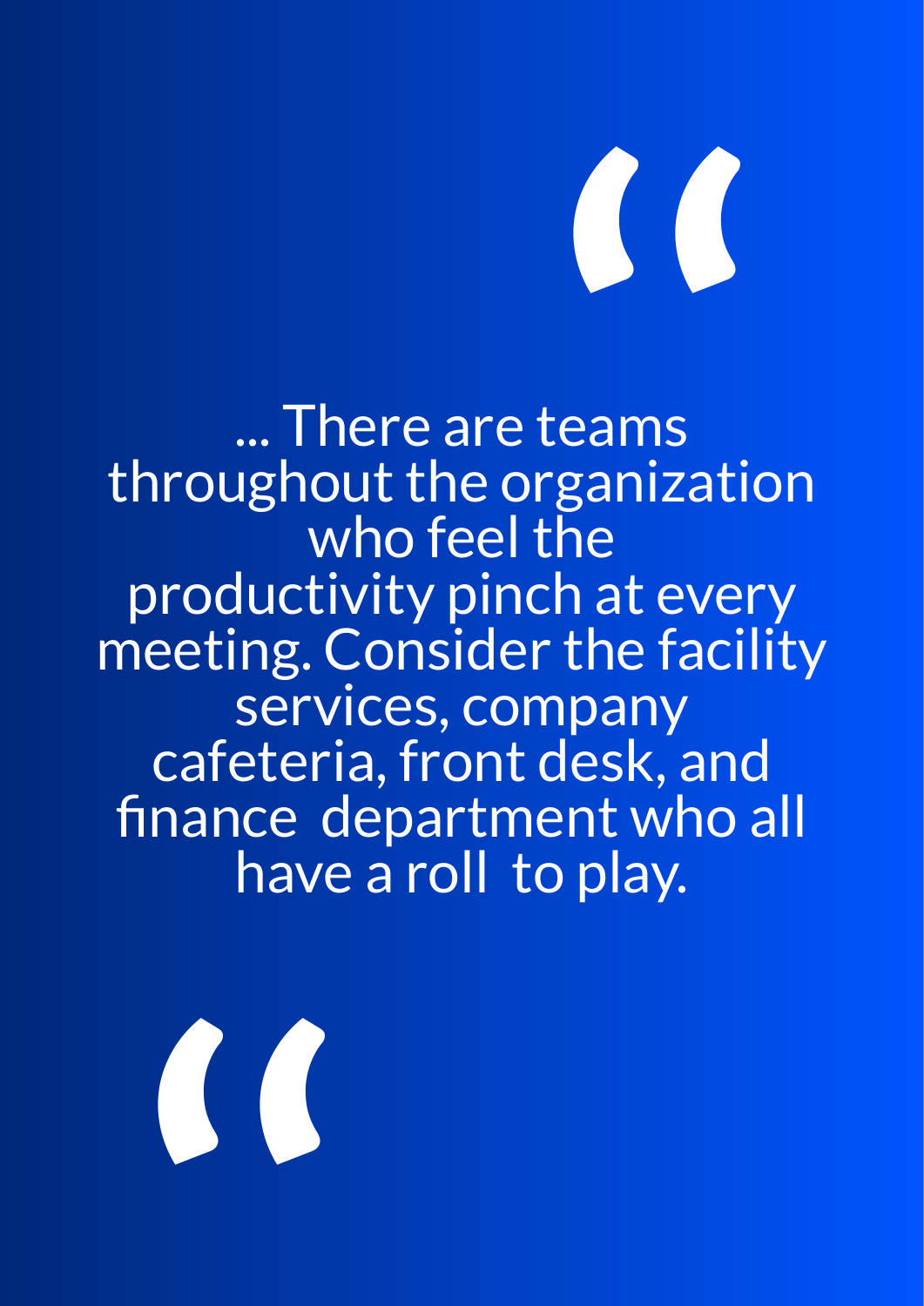... There are teams throughout the organization who feel the productivity pinch at every meeting. Consider the facility services, company cafeteria, front desk, and finance department who all have a roll to play.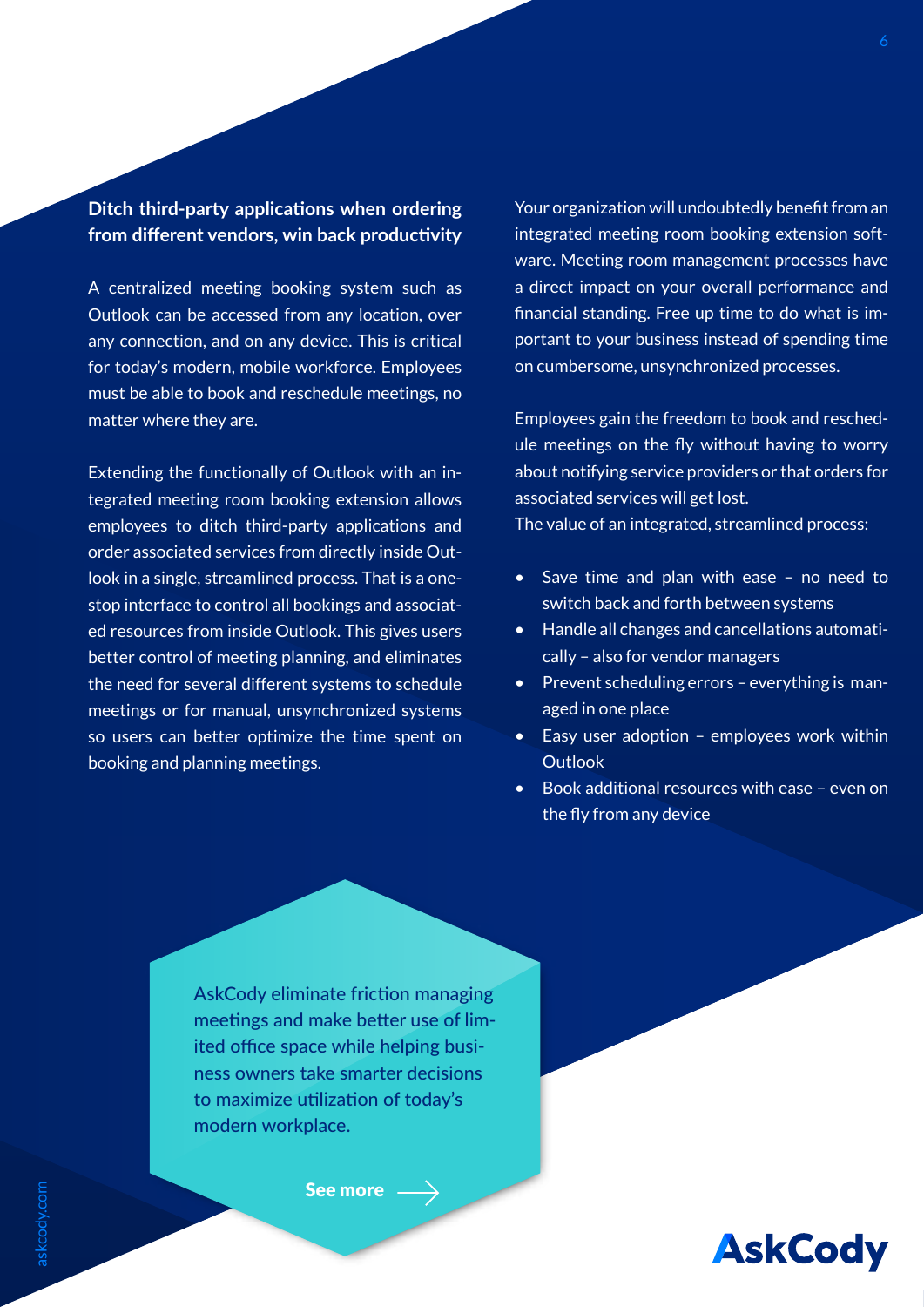## Ditch third-party applications when ordering from different vendors, win back productivity

A centralized meeting booking system such as Outlook can be accessed from any location, over any connection, and on any device. This is critical for today's modern, mobile workforce. Employees must be able to book and reschedule meetings, no matter where they are.

Extending the functionally of Outlook with an integrated meeting room booking extension allows employees to ditch third-party applications and order associated services from directly inside Outlook in a single, streamlined process. That is a one-stop interface to control all bookings and associated resources from inside Outlook. This gives users better control of meeting planning, and eliminates the need for several different systems to schedule meetings or for manual, unsynchronized systems so users can better optimize the time spent on booking and planning meetings.

Your organization will undoubtedly benefit from an integrated meeting room booking extension software. Meeting room management processes have a direct impact on your overall performance and financial standing. Free up time to do what is important to your business instead of spending time on cumbersome, unsynchronized processes.

Employees gain the freedom to book and reschedule meetings on the fly without having to worry about notifying service providers or that orders for associated services will get lost.
The value of an integrated, streamlined process:

- Save time and plan with ease – no need to switch back and forth between systems
- Handle all changes and cancellations automatically – also for vendor managers
- Prevent scheduling errors – everything is managed in one place
- Easy user adoption – employees work within Outlook
- Book additional resources with ease – even on the fly from any device

AskCody eliminate friction managing meetings and make better use of limited office space while helping business owners take smarter decisions to maximize utilization of today's modern workplace.

**See more →**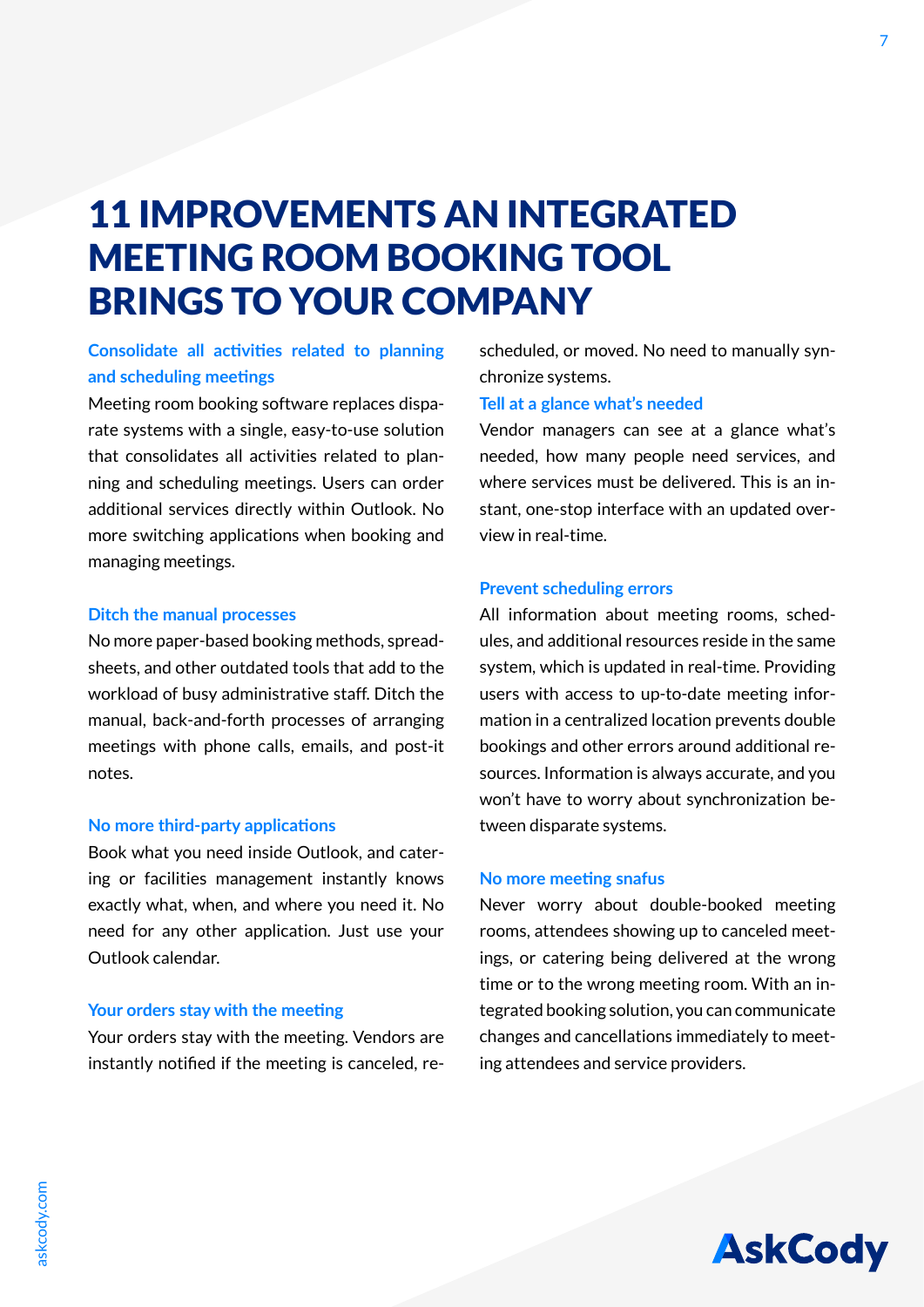# 11 IMPROVEMENTS AN INTEGRATED MEETING ROOM BOOKING TOOL BRINGS TO YOUR COMPANY

### Consolidate all activities related to planning and scheduling meetings

Meeting room booking software replaces disparate systems with a single, easy-to-use solution that consolidates all activities related to planning and scheduling meetings. Users can order additional services directly within Outlook. No more switching applications when booking and managing meetings.

### Ditch the manual processes

No more paper-based booking methods, spreadsheets, and other outdated tools that add to the workload of busy administrative staff. Ditch the manual, back-and-forth processes of arranging meetings with phone calls, emails, and post-it notes.

### No more third-party applications

Book what you need inside Outlook, and catering or facilities management instantly knows exactly what, when, and where you need it. No need for any other application. Just use your Outlook calendar.

### Your orders stay with the meeting

Your orders stay with the meeting. Vendors are instantly notified if the meeting is canceled, rescheduled, or moved. No need to manually synchronize systems.

### Tell at a glance what's needed

Vendor managers can see at a glance what's needed, how many people need services, and where services must be delivered. This is an instant, one-stop interface with an updated overview in real-time.

### Prevent scheduling errors

All information about meeting rooms, schedules, and additional resources reside in the same system, which is updated in real-time. Providing users with access to up-to-date meeting information in a centralized location prevents double bookings and other errors around additional resources. Information is always accurate, and you won't have to worry about synchronization between disparate systems.

### No more meeting snafus

Never worry about double-booked meeting rooms, attendees showing up to canceled meetings, or catering being delivered at the wrong time or to the wrong meeting room. With an integrated booking solution, you can communicate changes and cancellations immediately to meeting attendees and service providers.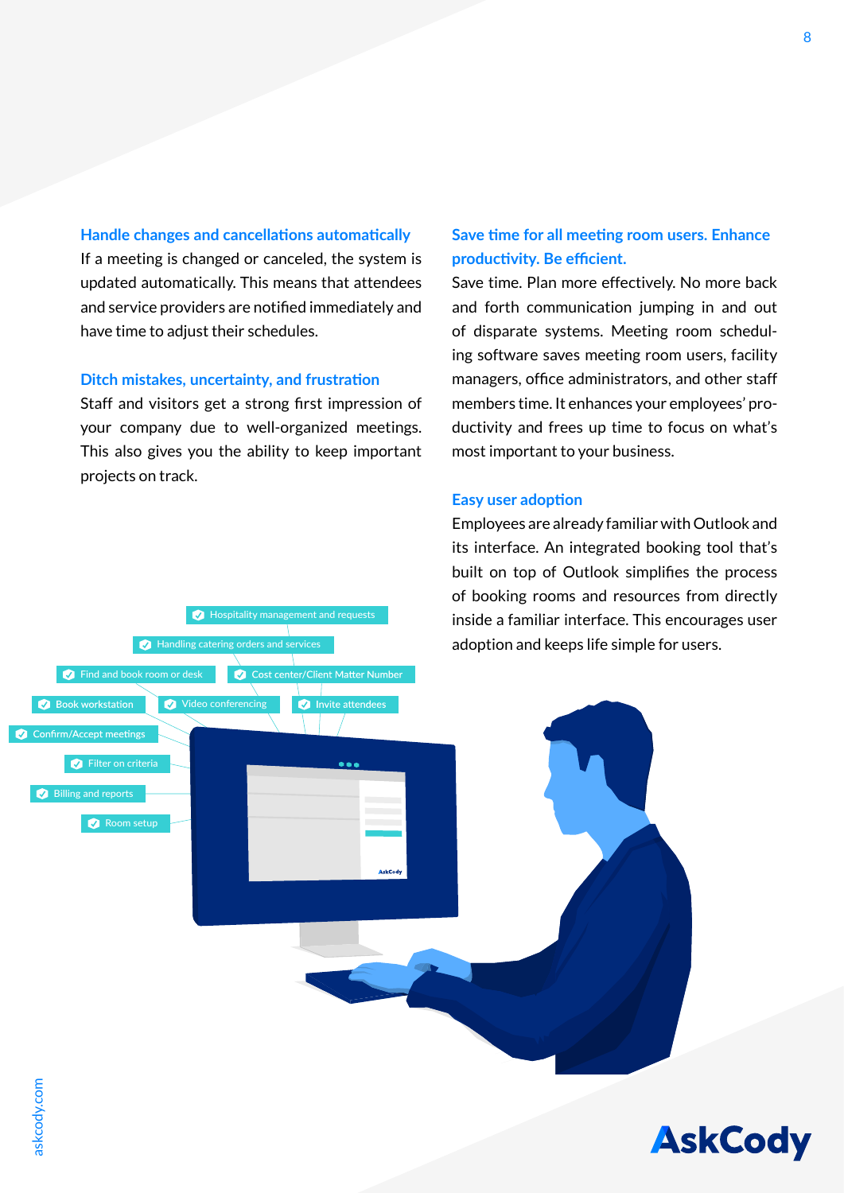### Handle changes and cancellations automatically

If a meeting is changed or canceled, the system is updated automatically. This means that attendees and service providers are notified immediately and have time to adjust their schedules.

### Ditch mistakes, uncertainty, and frustration

Staff and visitors get a strong first impression of your company due to well-organized meetings. This also gives you the ability to keep important projects on track.

### Save time for all meeting room users. Enhance productivity. Be efficient.

Save time. Plan more effectively. No more back and forth communication jumping in and out of disparate systems. Meeting room scheduling software saves meeting room users, facility managers, office administrators, and other staff members time. It enhances your employees' productivity and frees up time to focus on what's most important to your business.

### Easy user adoption

Employees are already familiar with Outlook and its interface. An integrated booking tool that's built on top of Outlook simplifies the process of booking rooms and resources from directly inside a familiar interface. This encourages user adoption and keeps life simple for users.

- Hospitality management and requests
- Handling catering orders and services
- Find and book room or desk
- Cost center/Client Matter Number
- Book workstation
- Video conferencing
- Invite attendees
- Confirm/Accept meetings
- Filter on criteria
- Billing and reports
- Room setup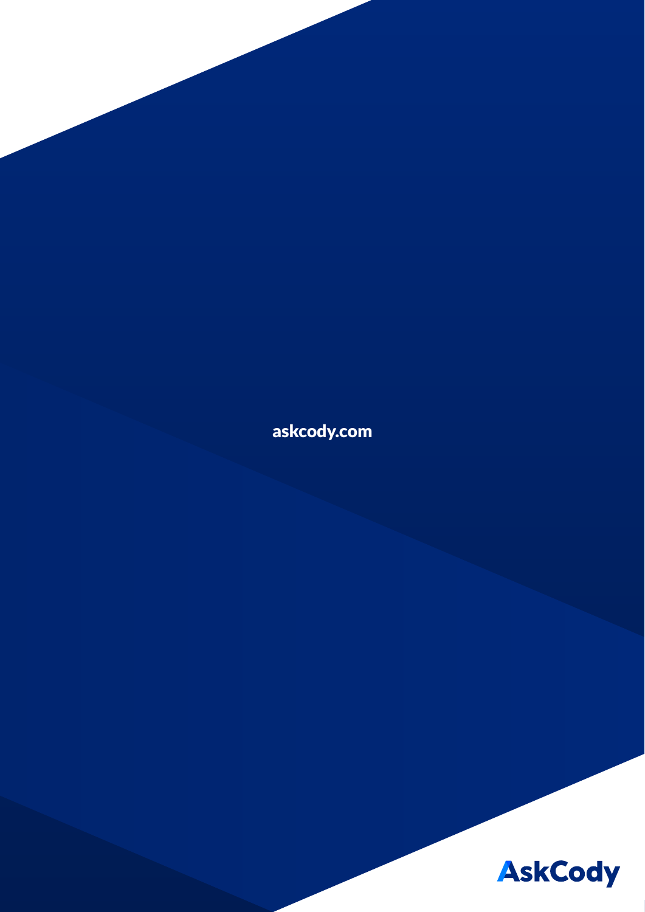askcody.com

AskCody